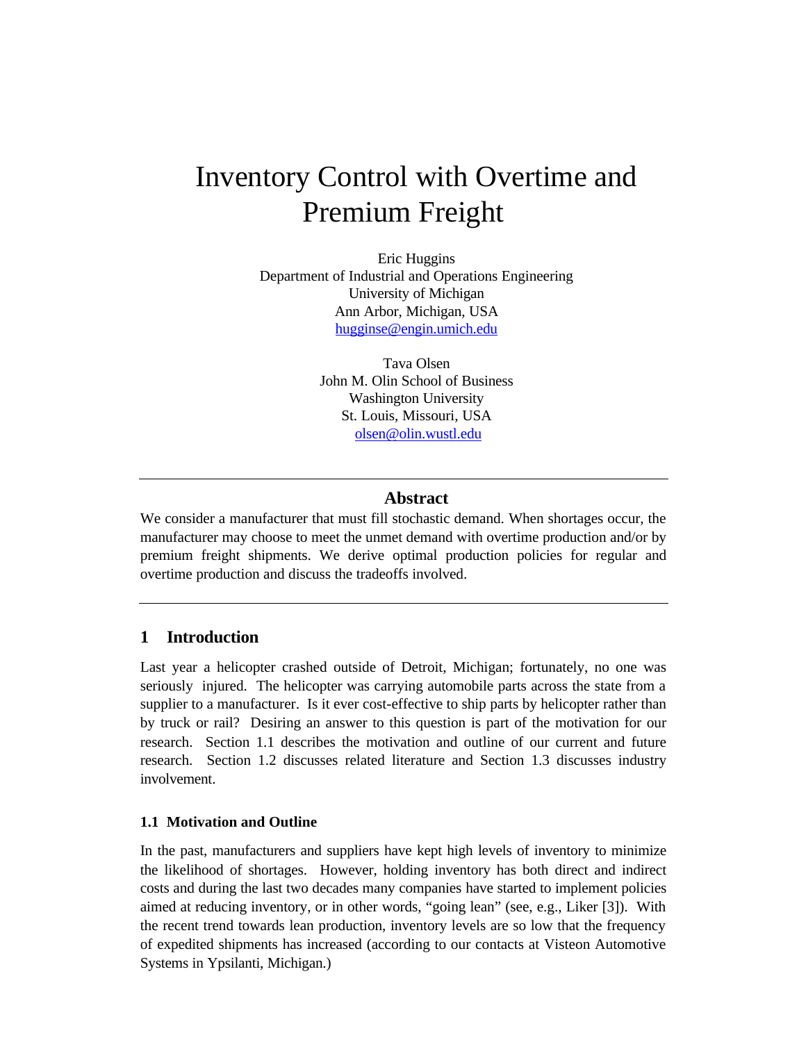# Inventory Control with Overtime and Premium Freight

Eric Huggins
Department of Industrial and Operations Engineering
University of Michigan
Ann Arbor, Michigan, USA
hugginse@engin.umich.edu

Tava Olsen
John M. Olin School of Business
Washington University
St. Louis, Missouri, USA
olsen@olin.wustl.edu

---

## Abstract

We consider a manufacturer that must fill stochastic demand. When shortages occur, the manufacturer may choose to meet the unmet demand with overtime production and/or by premium freight shipments. We derive optimal production policies for regular and overtime production and discuss the tradeoffs involved.

---

## 1 Introduction

Last year a helicopter crashed outside of Detroit, Michigan; fortunately, no one was seriously injured. The helicopter was carrying automobile parts across the state from a supplier to a manufacturer. Is it ever cost-effective to ship parts by helicopter rather than by truck or rail? Desiring an answer to this question is part of the motivation for our research. Section 1.1 describes the motivation and outline of our current and future research. Section 1.2 discusses related literature and Section 1.3 discusses industry involvement.

### 1.1 Motivation and Outline

In the past, manufacturers and suppliers have kept high levels of inventory to minimize the likelihood of shortages. However, holding inventory has both direct and indirect costs and during the last two decades many companies have started to implement policies aimed at reducing inventory, or in other words, "going lean" (see, e.g., Liker [3]). With the recent trend towards lean production, inventory levels are so low that the frequency of expedited shipments has increased (according to our contacts at Visteon Automotive Systems in Ypsilanti, Michigan.)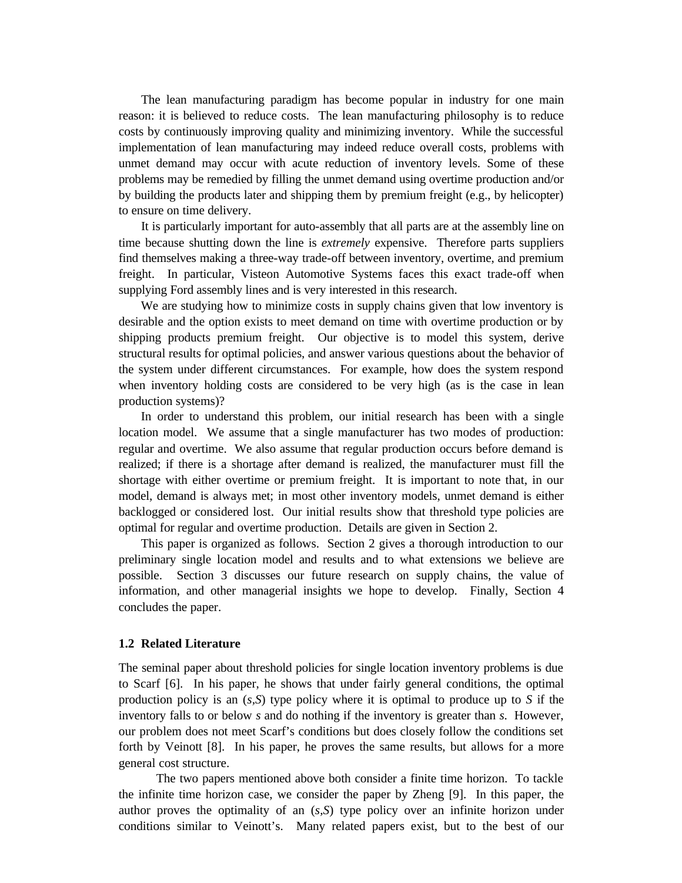The lean manufacturing paradigm has become popular in industry for one main reason: it is believed to reduce costs. The lean manufacturing philosophy is to reduce costs by continuously improving quality and minimizing inventory. While the successful implementation of lean manufacturing may indeed reduce overall costs, problems with unmet demand may occur with acute reduction of inventory levels. Some of these problems may be remedied by filling the unmet demand using overtime production and/or by building the products later and shipping them by premium freight (e.g., by helicopter) to ensure on time delivery.

It is particularly important for auto-assembly that all parts are at the assembly line on time because shutting down the line is *extremely* expensive. Therefore parts suppliers find themselves making a three-way trade-off between inventory, overtime, and premium freight. In particular, Visteon Automotive Systems faces this exact trade-off when supplying Ford assembly lines and is very interested in this research.

We are studying how to minimize costs in supply chains given that low inventory is desirable and the option exists to meet demand on time with overtime production or by shipping products premium freight. Our objective is to model this system, derive structural results for optimal policies, and answer various questions about the behavior of the system under different circumstances. For example, how does the system respond when inventory holding costs are considered to be very high (as is the case in lean production systems)?

In order to understand this problem, our initial research has been with a single location model. We assume that a single manufacturer has two modes of production: regular and overtime. We also assume that regular production occurs before demand is realized; if there is a shortage after demand is realized, the manufacturer must fill the shortage with either overtime or premium freight. It is important to note that, in our model, demand is always met; in most other inventory models, unmet demand is either backlogged or considered lost. Our initial results show that threshold type policies are optimal for regular and overtime production. Details are given in Section 2.

This paper is organized as follows. Section 2 gives a thorough introduction to our preliminary single location model and results and to what extensions we believe are possible. Section 3 discusses our future research on supply chains, the value of information, and other managerial insights we hope to develop. Finally, Section 4 concludes the paper.

### 1.2 Related Literature

The seminal paper about threshold policies for single location inventory problems is due to Scarf [6]. In his paper, he shows that under fairly general conditions, the optimal production policy is an $(s,S)$ type policy where it is optimal to produce up to $S$ if the inventory falls to or below $s$ and do nothing if the inventory is greater than $s$. However, our problem does not meet Scarf's conditions but does closely follow the conditions set forth by Veinott [8]. In his paper, he proves the same results, but allows for a more general cost structure.

The two papers mentioned above both consider a finite time horizon. To tackle the infinite time horizon case, we consider the paper by Zheng [9]. In this paper, the author proves the optimality of an $(s,S)$ type policy over an infinite horizon under conditions similar to Veinott's. Many related papers exist, but to the best of our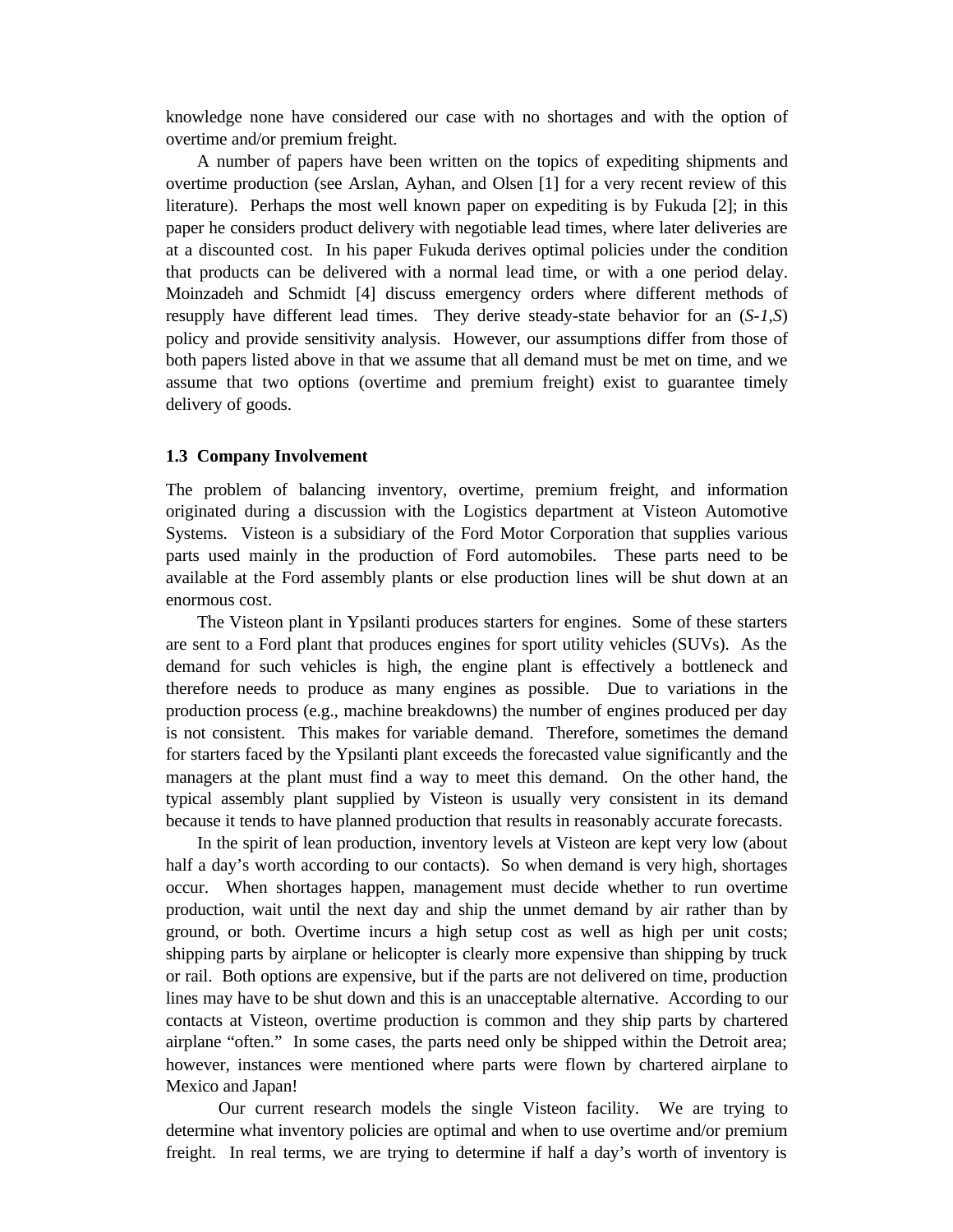knowledge none have considered our case with no shortages and with the option of overtime and/or premium freight.

A number of papers have been written on the topics of expediting shipments and overtime production (see Arslan, Ayhan, and Olsen [1] for a very recent review of this literature). Perhaps the most well known paper on expediting is by Fukuda [2]; in this paper he considers product delivery with negotiable lead times, where later deliveries are at a discounted cost. In his paper Fukuda derives optimal policies under the condition that products can be delivered with a normal lead time, or with a one period delay. Moinzadeh and Schmidt [4] discuss emergency orders where different methods of resupply have different lead times. They derive steady-state behavior for an (*S-1,S*) policy and provide sensitivity analysis. However, our assumptions differ from those of both papers listed above in that we assume that all demand must be met on time, and we assume that two options (overtime and premium freight) exist to guarantee timely delivery of goods.

### 1.3 Company Involvement

The problem of balancing inventory, overtime, premium freight, and information originated during a discussion with the Logistics department at Visteon Automotive Systems. Visteon is a subsidiary of the Ford Motor Corporation that supplies various parts used mainly in the production of Ford automobiles. These parts need to be available at the Ford assembly plants or else production lines will be shut down at an enormous cost.

The Visteon plant in Ypsilanti produces starters for engines. Some of these starters are sent to a Ford plant that produces engines for sport utility vehicles (SUVs). As the demand for such vehicles is high, the engine plant is effectively a bottleneck and therefore needs to produce as many engines as possible. Due to variations in the production process (e.g., machine breakdowns) the number of engines produced per day is not consistent. This makes for variable demand. Therefore, sometimes the demand for starters faced by the Ypsilanti plant exceeds the forecasted value significantly and the managers at the plant must find a way to meet this demand. On the other hand, the typical assembly plant supplied by Visteon is usually very consistent in its demand because it tends to have planned production that results in reasonably accurate forecasts.

In the spirit of lean production, inventory levels at Visteon are kept very low (about half a day's worth according to our contacts). So when demand is very high, shortages occur. When shortages happen, management must decide whether to run overtime production, wait until the next day and ship the unmet demand by air rather than by ground, or both. Overtime incurs a high setup cost as well as high per unit costs; shipping parts by airplane or helicopter is clearly more expensive than shipping by truck or rail. Both options are expensive, but if the parts are not delivered on time, production lines may have to be shut down and this is an unacceptable alternative. According to our contacts at Visteon, overtime production is common and they ship parts by chartered airplane "often." In some cases, the parts need only be shipped within the Detroit area; however, instances were mentioned where parts were flown by chartered airplane to Mexico and Japan!

Our current research models the single Visteon facility. We are trying to determine what inventory policies are optimal and when to use overtime and/or premium freight. In real terms, we are trying to determine if half a day's worth of inventory is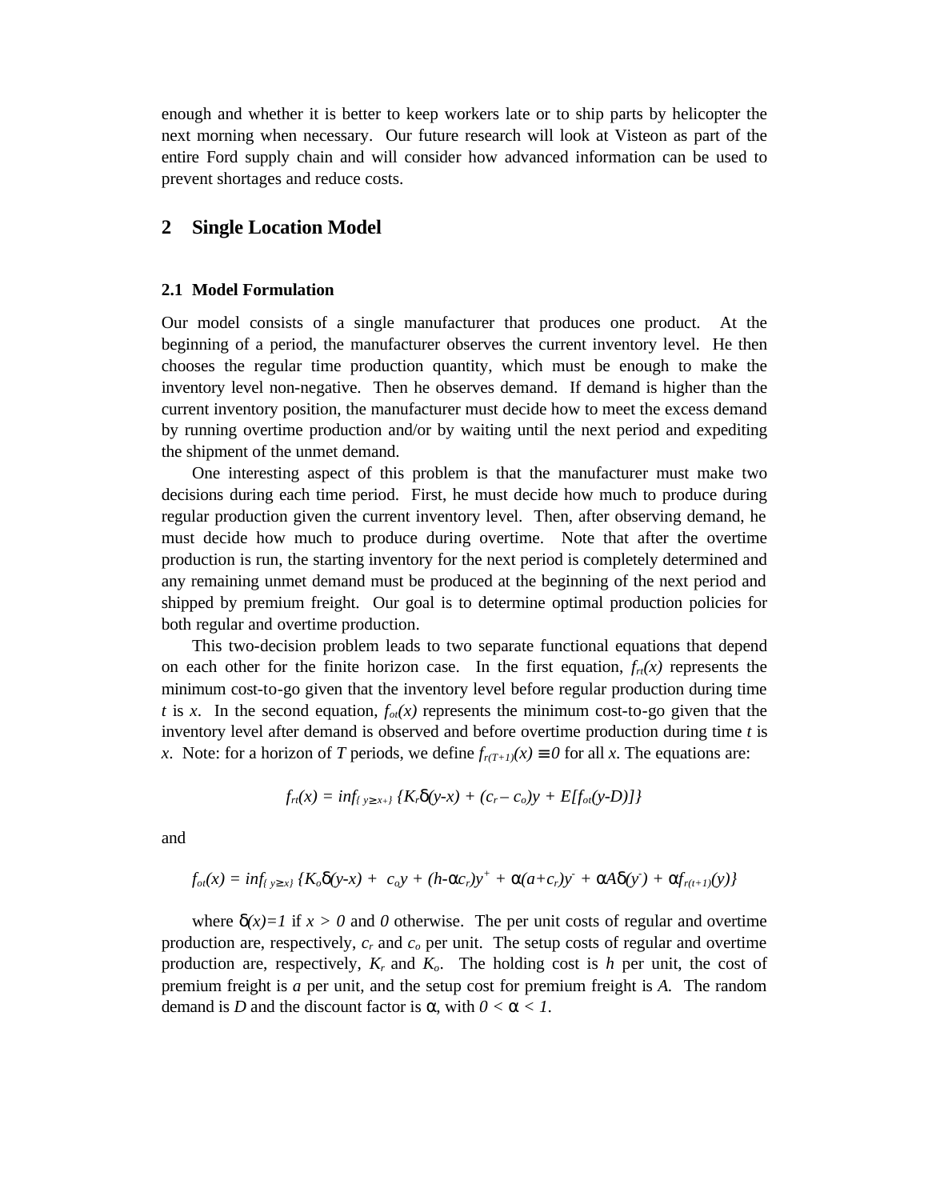enough and whether it is better to keep workers late or to ship parts by helicopter the next morning when necessary. Our future research will look at Visteon as part of the entire Ford supply chain and will consider how advanced information can be used to prevent shortages and reduce costs.

## 2 Single Location Model

### 2.1 Model Formulation

Our model consists of a single manufacturer that produces one product. At the beginning of a period, the manufacturer observes the current inventory level. He then chooses the regular time production quantity, which must be enough to make the inventory level non-negative. Then he observes demand. If demand is higher than the current inventory position, the manufacturer must decide how to meet the excess demand by running overtime production and/or by waiting until the next period and expediting the shipment of the unmet demand.

One interesting aspect of this problem is that the manufacturer must make two decisions during each time period. First, he must decide how much to produce during regular production given the current inventory level. Then, after observing demand, he must decide how much to produce during overtime. Note that after the overtime production is run, the starting inventory for the next period is completely determined and any remaining unmet demand must be produced at the beginning of the next period and shipped by premium freight. Our goal is to determine optimal production policies for both regular and overtime production.

This two-decision problem leads to two separate functional equations that depend on each other for the finite horizon case. In the first equation, $f_{rt}(x)$ represents the minimum cost-to-go given that the inventory level before regular production during time $t$ is $x$. In the second equation, $f_{ot}(x)$ represents the minimum cost-to-go given that the inventory level after demand is observed and before overtime production during time $t$ is $x$. Note: for a horizon of $T$ periods, we define $f_{r(T+1)}(x) \equiv 0$ for all $x$. The equations are:

$$f_{rt}(x) = \inf_{\{y \geq x+\}} \{K_r\delta(y-x) + (c_r - c_o)y + E[f_{ot}(y-D)]\}$$

and

$$f_{ot}(x) = \inf_{\{y \geq x\}} \{K_o\delta(y-x) + c_o y + (h-\alpha c_r)y^+ + \alpha(a+c_r)y^- + \alpha A\delta(y^-) + \alpha f_{r(t+1)}(y)\}$$

where $\delta(x)=1$ if $x > 0$ and $0$ otherwise. The per unit costs of regular and overtime production are, respectively, $c_r$ and $c_o$ per unit. The setup costs of regular and overtime production are, respectively, $K_r$ and $K_o$. The holding cost is $h$ per unit, the cost of premium freight is $a$ per unit, and the setup cost for premium freight is $A$. The random demand is $D$ and the discount factor is $\alpha$, with $0 < \alpha < 1$.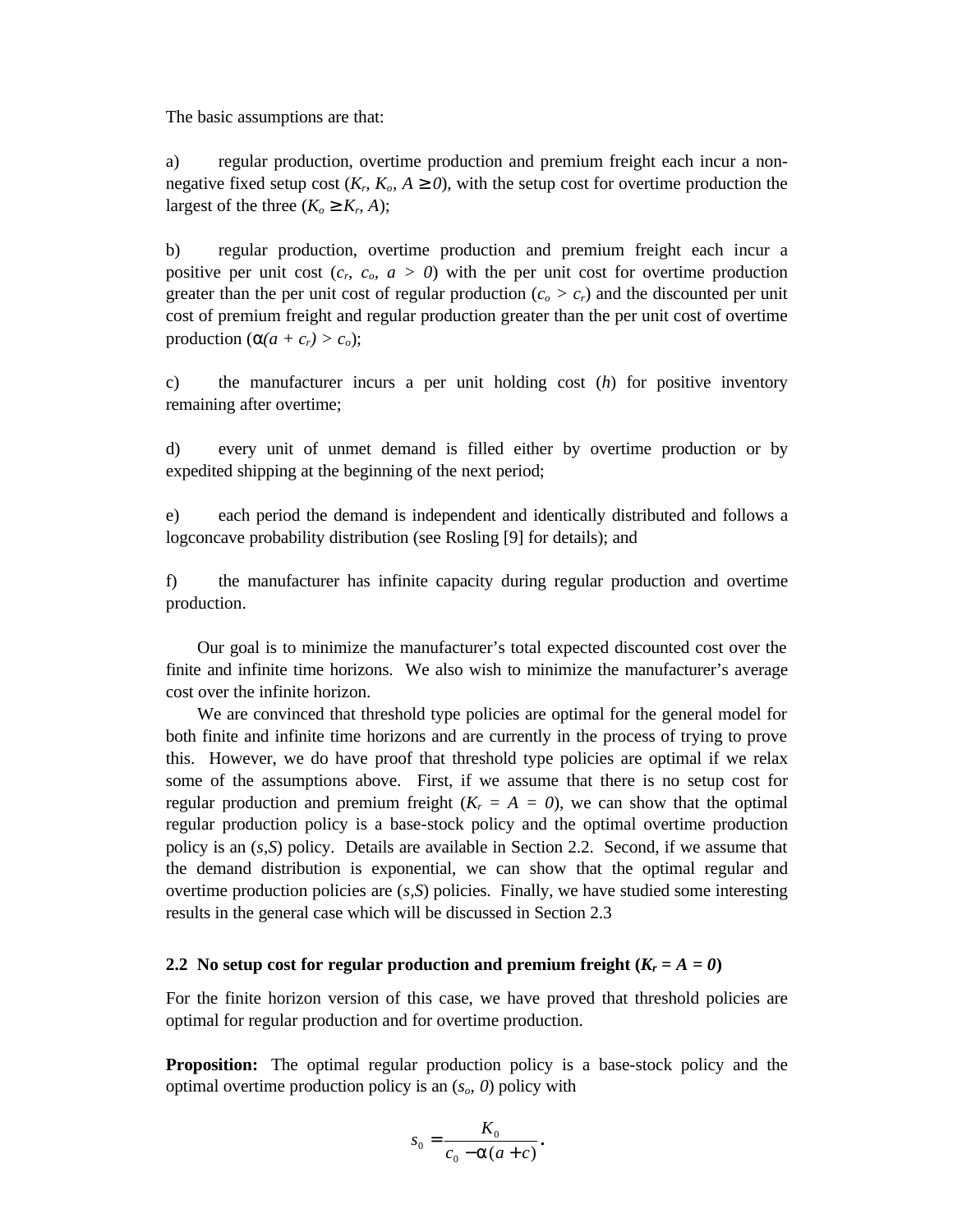The basic assumptions are that:

a) regular production, overtime production and premium freight each incur a non-negative fixed setup cost ($K_r$, $K_o$, $A \geq 0$), with the setup cost for overtime production the largest of the three ($K_o \geq K_r, A$);

b) regular production, overtime production and premium freight each incur a positive per unit cost ($c_r$, $c_o$, $a > 0$) with the per unit cost for overtime production greater than the per unit cost of regular production ($c_o > c_r$) and the discounted per unit cost of premium freight and regular production greater than the per unit cost of overtime production ($\alpha(a + c_r) > c_o$);

c) the manufacturer incurs a per unit holding cost ($h$) for positive inventory remaining after overtime;

d) every unit of unmet demand is filled either by overtime production or by expedited shipping at the beginning of the next period;

e) each period the demand is independent and identically distributed and follows a logconcave probability distribution (see Rosling [9] for details); and

f) the manufacturer has infinite capacity during regular production and overtime production.

Our goal is to minimize the manufacturer's total expected discounted cost over the finite and infinite time horizons. We also wish to minimize the manufacturer's average cost over the infinite horizon.

We are convinced that threshold type policies are optimal for the general model for both finite and infinite time horizons and are currently in the process of trying to prove this. However, we do have proof that threshold type policies are optimal if we relax some of the assumptions above. First, if we assume that there is no setup cost for regular production and premium freight ($K_r = A = 0$), we can show that the optimal regular production policy is a base-stock policy and the optimal overtime production policy is an $(s,S)$ policy. Details are available in Section 2.2. Second, if we assume that the demand distribution is exponential, we can show that the optimal regular and overtime production policies are $(s,S)$ policies. Finally, we have studied some interesting results in the general case which will be discussed in Section 2.3

## 2.2 No setup cost for regular production and premium freight ($K_r = A = 0$)

For the finite horizon version of this case, we have proved that threshold policies are optimal for regular production and for overtime production.

**Proposition:** The optimal regular production policy is a base-stock policy and the optimal overtime production policy is an $(s_o, 0)$ policy with

$$s_0 = \frac{K_0}{c_0 - \alpha(a + c)}.$$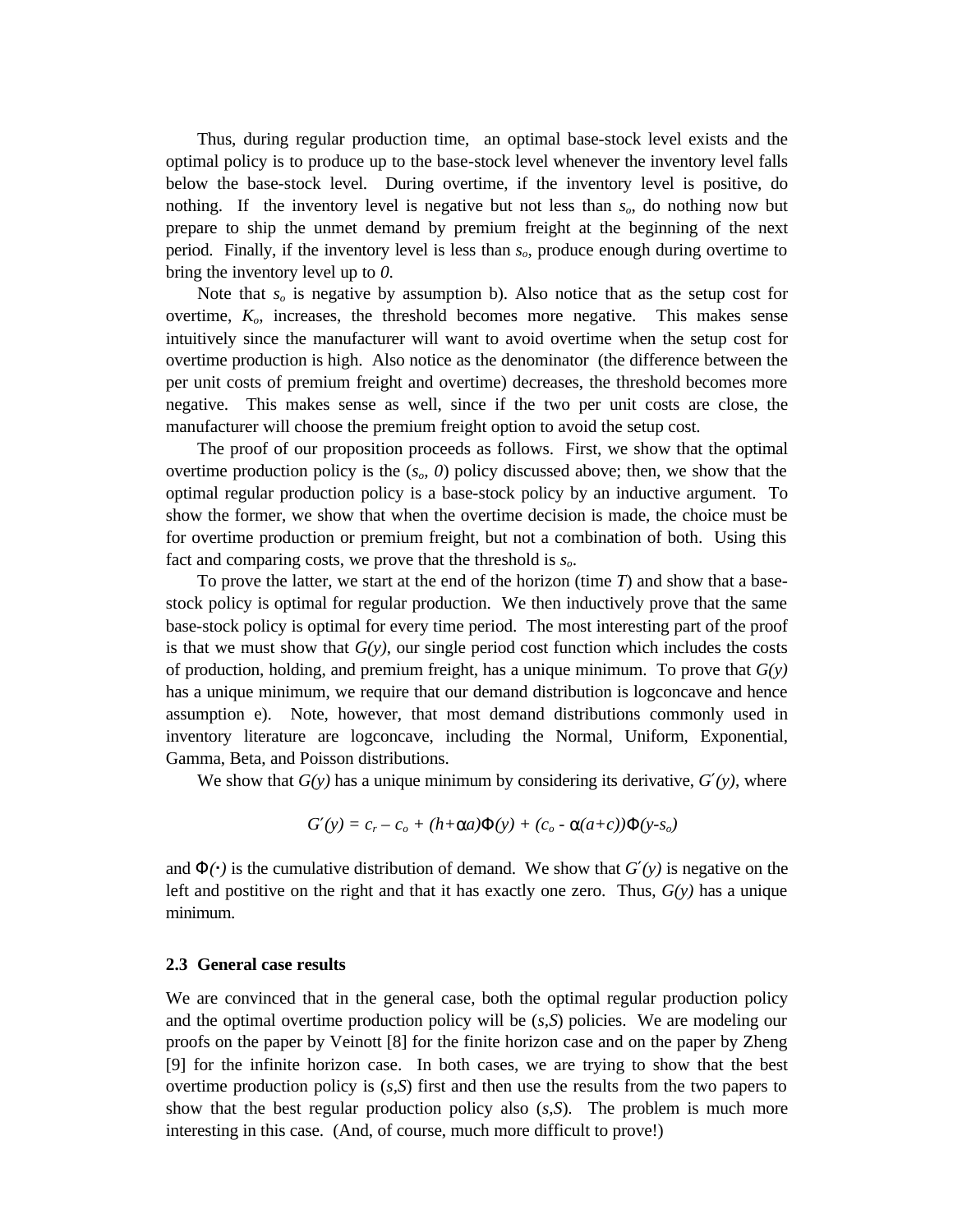Thus, during regular production time, an optimal base-stock level exists and the optimal policy is to produce up to the base-stock level whenever the inventory level falls below the base-stock level. During overtime, if the inventory level is positive, do nothing. If the inventory level is negative but not less than $s_o$, do nothing now but prepare to ship the unmet demand by premium freight at the beginning of the next period. Finally, if the inventory level is less than $s_o$, produce enough during overtime to bring the inventory level up to *0*.

Note that $s_o$ is negative by assumption b). Also notice that as the setup cost for overtime, $K_o$, increases, the threshold becomes more negative. This makes sense intuitively since the manufacturer will want to avoid overtime when the setup cost for overtime production is high. Also notice as the denominator (the difference between the per unit costs of premium freight and overtime) decreases, the threshold becomes more negative. This makes sense as well, since if the two per unit costs are close, the manufacturer will choose the premium freight option to avoid the setup cost.

The proof of our proposition proceeds as follows. First, we show that the optimal overtime production policy is the ($s_o$, *0*) policy discussed above; then, we show that the optimal regular production policy is a base-stock policy by an inductive argument. To show the former, we show that when the overtime decision is made, the choice must be for overtime production or premium freight, but not a combination of both. Using this fact and comparing costs, we prove that the threshold is $s_o$.

To prove the latter, we start at the end of the horizon (time *T*) and show that a base-stock policy is optimal for regular production. We then inductively prove that the same base-stock policy is optimal for every time period. The most interesting part of the proof is that we must show that $G(y)$, our single period cost function which includes the costs of production, holding, and premium freight, has a unique minimum. To prove that $G(y)$ has a unique minimum, we require that our demand distribution is logconcave and hence assumption e). Note, however, that most demand distributions commonly used in inventory literature are logconcave, including the Normal, Uniform, Exponential, Gamma, Beta, and Poisson distributions.

We show that $G(y)$ has a unique minimum by considering its derivative, $G'(y)$, where

$$G'(y) = c_r - c_o + (h+\alpha a)\Phi(y) + (c_o - \alpha(a+c))\Phi(y-s_o)$$

and $\Phi(\cdot)$ is the cumulative distribution of demand. We show that $G'(y)$ is negative on the left and postitive on the right and that it has exactly one zero. Thus, $G(y)$ has a unique minimum.

### 2.3 General case results

We are convinced that in the general case, both the optimal regular production policy and the optimal overtime production policy will be ($s,S$) policies. We are modeling our proofs on the paper by Veinott [8] for the finite horizon case and on the paper by Zheng [9] for the infinite horizon case. In both cases, we are trying to show that the best overtime production policy is ($s,S$) first and then use the results from the two papers to show that the best regular production policy also ($s,S$). The problem is much more interesting in this case. (And, of course, much more difficult to prove!)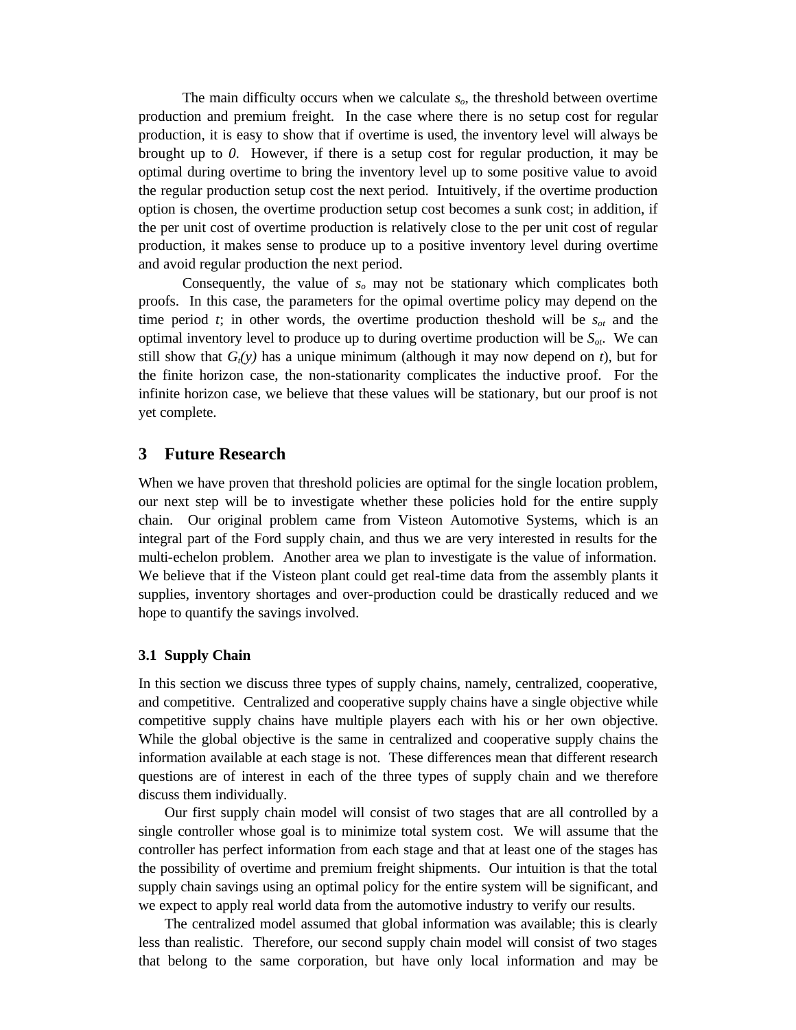The main difficulty occurs when we calculate $s_o$, the threshold between overtime production and premium freight. In the case where there is no setup cost for regular production, it is easy to show that if overtime is used, the inventory level will always be brought up to *0*. However, if there is a setup cost for regular production, it may be optimal during overtime to bring the inventory level up to some positive value to avoid the regular production setup cost the next period. Intuitively, if the overtime production option is chosen, the overtime production setup cost becomes a sunk cost; in addition, if the per unit cost of overtime production is relatively close to the per unit cost of regular production, it makes sense to produce up to a positive inventory level during overtime and avoid regular production the next period.

Consequently, the value of $s_o$ may not be stationary which complicates both proofs. In this case, the parameters for the opimal overtime policy may depend on the time period $t$; in other words, the overtime production theshold will be $s_{ot}$ and the optimal inventory level to produce up to during overtime production will be $S_{ot}$. We can still show that $G_t(y)$ has a unique minimum (although it may now depend on $t$), but for the finite horizon case, the non-stationarity complicates the inductive proof. For the infinite horizon case, we believe that these values will be stationary, but our proof is not yet complete.

## 3 Future Research

When we have proven that threshold policies are optimal for the single location problem, our next step will be to investigate whether these policies hold for the entire supply chain. Our original problem came from Visteon Automotive Systems, which is an integral part of the Ford supply chain, and thus we are very interested in results for the multi-echelon problem. Another area we plan to investigate is the value of information. We believe that if the Visteon plant could get real-time data from the assembly plants it supplies, inventory shortages and over-production could be drastically reduced and we hope to quantify the savings involved.

### 3.1 Supply Chain

In this section we discuss three types of supply chains, namely, centralized, cooperative, and competitive. Centralized and cooperative supply chains have a single objective while competitive supply chains have multiple players each with his or her own objective. While the global objective is the same in centralized and cooperative supply chains the information available at each stage is not. These differences mean that different research questions are of interest in each of the three types of supply chain and we therefore discuss them individually.

Our first supply chain model will consist of two stages that are all controlled by a single controller whose goal is to minimize total system cost. We will assume that the controller has perfect information from each stage and that at least one of the stages has the possibility of overtime and premium freight shipments. Our intuition is that the total supply chain savings using an optimal policy for the entire system will be significant, and we expect to apply real world data from the automotive industry to verify our results.

The centralized model assumed that global information was available; this is clearly less than realistic. Therefore, our second supply chain model will consist of two stages that belong to the same corporation, but have only local information and may be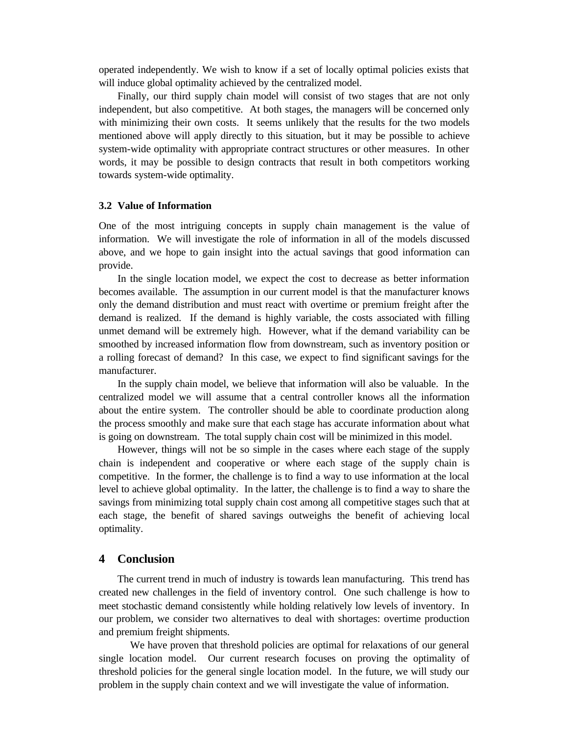operated independently. We wish to know if a set of locally optimal policies exists that will induce global optimality achieved by the centralized model.

Finally, our third supply chain model will consist of two stages that are not only independent, but also competitive. At both stages, the managers will be concerned only with minimizing their own costs. It seems unlikely that the results for the two models mentioned above will apply directly to this situation, but it may be possible to achieve system-wide optimality with appropriate contract structures or other measures. In other words, it may be possible to design contracts that result in both competitors working towards system-wide optimality.

### 3.2 Value of Information

One of the most intriguing concepts in supply chain management is the value of information. We will investigate the role of information in all of the models discussed above, and we hope to gain insight into the actual savings that good information can provide.

In the single location model, we expect the cost to decrease as better information becomes available. The assumption in our current model is that the manufacturer knows only the demand distribution and must react with overtime or premium freight after the demand is realized. If the demand is highly variable, the costs associated with filling unmet demand will be extremely high. However, what if the demand variability can be smoothed by increased information flow from downstream, such as inventory position or a rolling forecast of demand? In this case, we expect to find significant savings for the manufacturer.

In the supply chain model, we believe that information will also be valuable. In the centralized model we will assume that a central controller knows all the information about the entire system. The controller should be able to coordinate production along the process smoothly and make sure that each stage has accurate information about what is going on downstream. The total supply chain cost will be minimized in this model.

However, things will not be so simple in the cases where each stage of the supply chain is independent and cooperative or where each stage of the supply chain is competitive. In the former, the challenge is to find a way to use information at the local level to achieve global optimality. In the latter, the challenge is to find a way to share the savings from minimizing total supply chain cost among all competitive stages such that at each stage, the benefit of shared savings outweighs the benefit of achieving local optimality.

## 4 Conclusion

The current trend in much of industry is towards lean manufacturing. This trend has created new challenges in the field of inventory control. One such challenge is how to meet stochastic demand consistently while holding relatively low levels of inventory. In our problem, we consider two alternatives to deal with shortages: overtime production and premium freight shipments.

We have proven that threshold policies are optimal for relaxations of our general single location model. Our current research focuses on proving the optimality of threshold policies for the general single location model. In the future, we will study our problem in the supply chain context and we will investigate the value of information.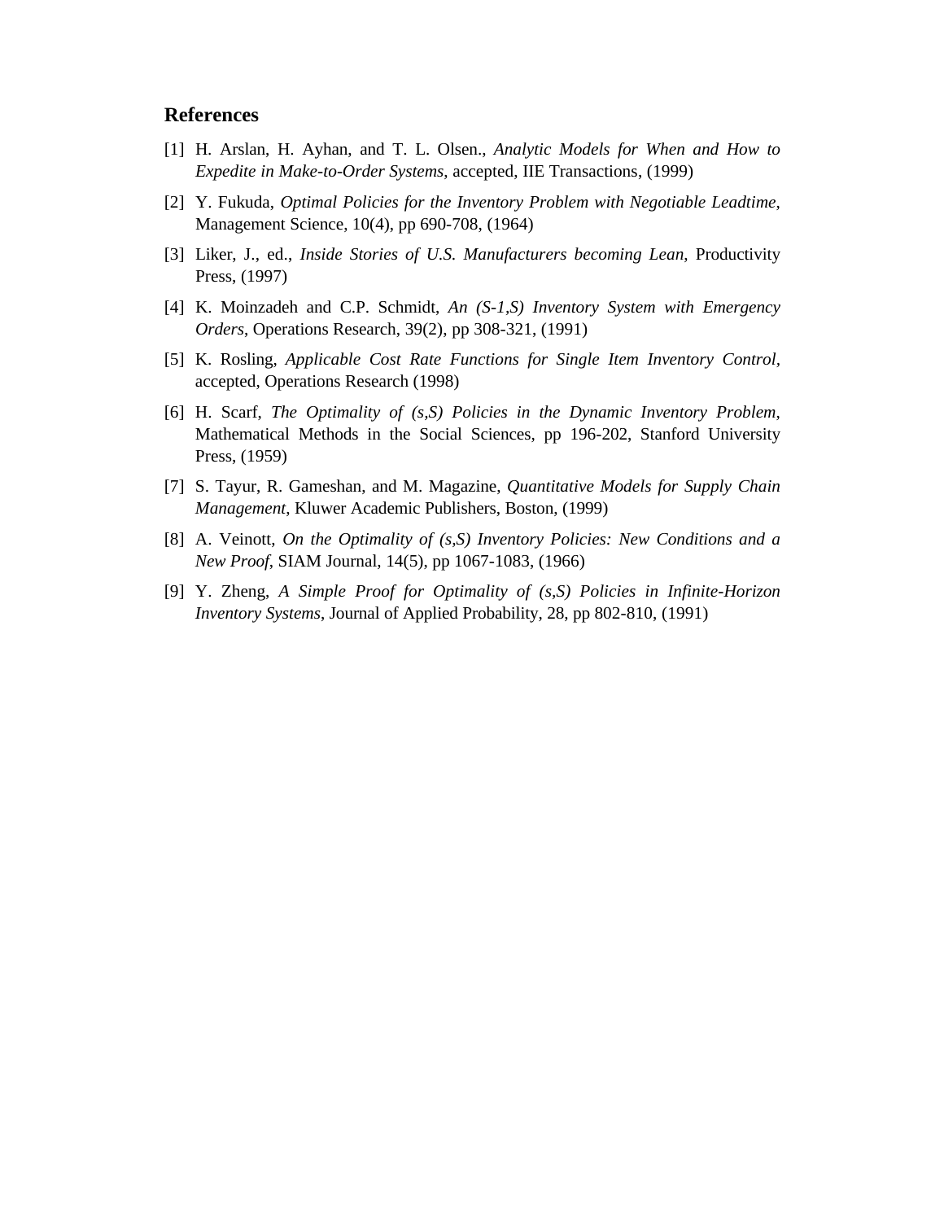## References

[1] H. Arslan, H. Ayhan, and T. L. Olsen., *Analytic Models for When and How to Expedite in Make-to-Order Systems*, accepted, IIE Transactions, (1999)

[2] Y. Fukuda, *Optimal Policies for the Inventory Problem with Negotiable Leadtime*, Management Science, 10(4), pp 690-708, (1964)

[3] Liker, J., ed., *Inside Stories of U.S. Manufacturers becoming Lean*, Productivity Press, (1997)

[4] K. Moinzadeh and C.P. Schmidt, *An (S-1,S) Inventory System with Emergency Orders*, Operations Research, 39(2), pp 308-321, (1991)

[5] K. Rosling, *Applicable Cost Rate Functions for Single Item Inventory Control*, accepted, Operations Research (1998)

[6] H. Scarf, *The Optimality of (s,S) Policies in the Dynamic Inventory Problem*, Mathematical Methods in the Social Sciences, pp 196-202, Stanford University Press, (1959)

[7] S. Tayur, R. Gameshan, and M. Magazine, *Quantitative Models for Supply Chain Management*, Kluwer Academic Publishers, Boston, (1999)

[8] A. Veinott, *On the Optimality of (s,S) Inventory Policies: New Conditions and a New Proof*, SIAM Journal, 14(5), pp 1067-1083, (1966)

[9] Y. Zheng, *A Simple Proof for Optimality of (s,S) Policies in Infinite-Horizon Inventory Systems*, Journal of Applied Probability, 28, pp 802-810, (1991)